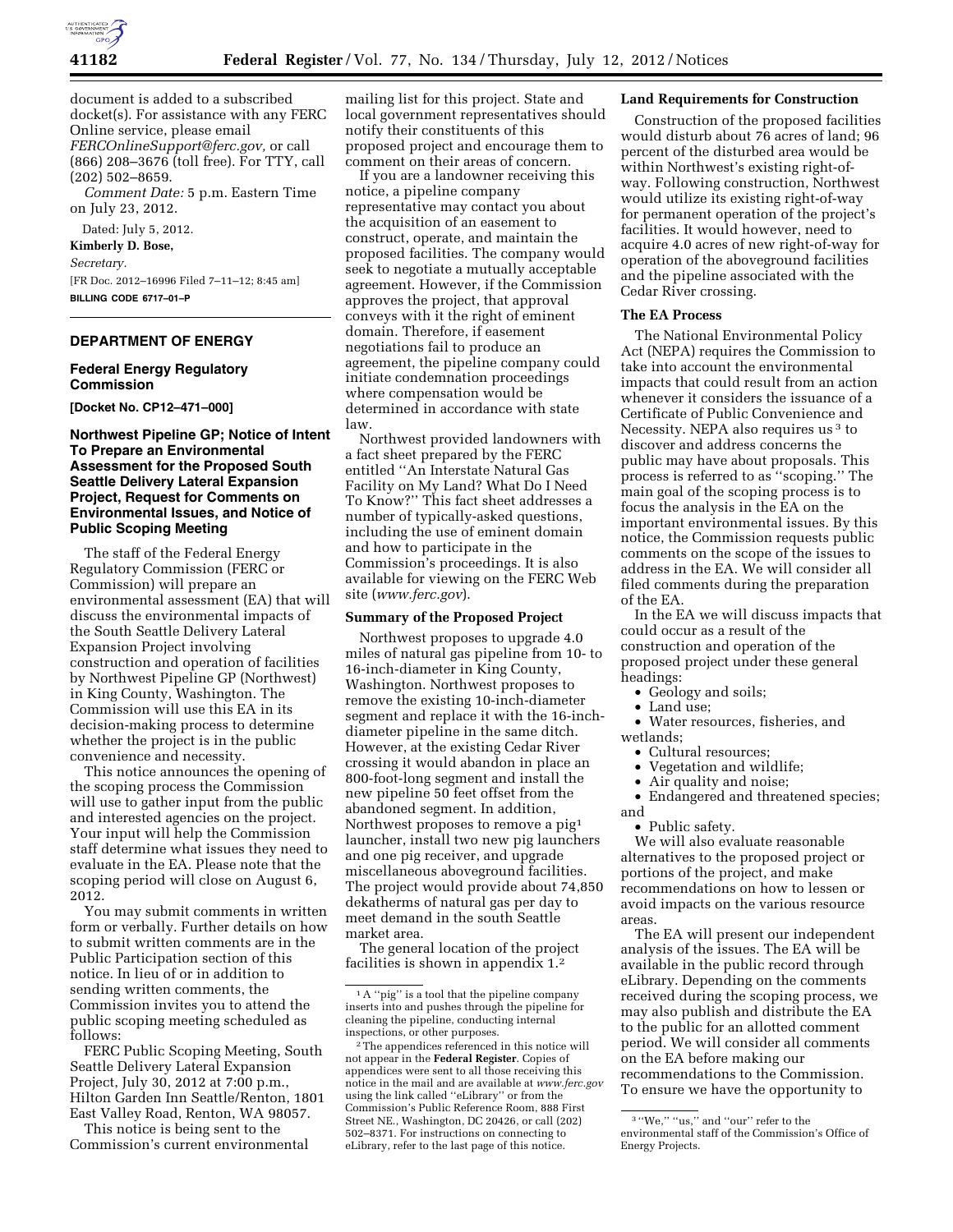document is added to a subscribed docket(s). For assistance with any FERC Online service, please email *FERCOnlineSupport@ferc.gov*, or call (866) 208–3676 (toll free). For TTY, call (202) 502–8659.

*Comment Date:* 5 p.m. Eastern Time on July 23, 2012.

Dated: July 5, 2012.

**Kimberly D. Bose,**

*Secretary.*

[FR Doc. 2012–16996 Filed 7–11–12; 8:45 am]

**BILLING CODE 6717–01–P**

## DEPARTMENT OF ENERGY

### Federal Energy Regulatory Commission

**[Docket No. CP12–471–000]**

### Northwest Pipeline GP; Notice of Intent To Prepare an Environmental Assessment for the Proposed South Seattle Delivery Lateral Expansion Project, Request for Comments on Environmental Issues, and Notice of Public Scoping Meeting

The staff of the Federal Energy Regulatory Commission (FERC or Commission) will prepare an environmental assessment (EA) that will discuss the environmental impacts of the South Seattle Delivery Lateral Expansion Project involving construction and operation of facilities by Northwest Pipeline GP (Northwest) in King County, Washington. The Commission will use this EA in its decision-making process to determine whether the project is in the public convenience and necessity.

This notice announces the opening of the scoping process the Commission will use to gather input from the public and interested agencies on the project. Your input will help the Commission staff determine what issues they need to evaluate in the EA. Please note that the scoping period will close on August 6, 2012.

You may submit comments in written form or verbally. Further details on how to submit written comments are in the Public Participation section of this notice. In lieu of or in addition to sending written comments, the Commission invites you to attend the public scoping meeting scheduled as follows:

FERC Public Scoping Meeting, South Seattle Delivery Lateral Expansion Project, July 30, 2012 at 7:00 p.m., Hilton Garden Inn Seattle/Renton, 1801 East Valley Road, Renton, WA 98057.

This notice is being sent to the Commission's current environmental mailing list for this project. State and local government representatives should notify their constituents of this proposed project and encourage them to comment on their areas of concern.

If you are a landowner receiving this notice, a pipeline company representative may contact you about the acquisition of an easement to construct, operate, and maintain the proposed facilities. The company would seek to negotiate a mutually acceptable agreement. However, if the Commission approves the project, that approval conveys with it the right of eminent domain. Therefore, if easement negotiations fail to produce an agreement, the pipeline company could initiate condemnation proceedings where compensation would be determined in accordance with state law.

Northwest provided landowners with a fact sheet prepared by the FERC entitled ''An Interstate Natural Gas Facility on My Land? What Do I Need To Know?'' This fact sheet addresses a number of typically-asked questions, including the use of eminent domain and how to participate in the Commission's proceedings. It is also available for viewing on the FERC Web site (*www.ferc.gov*).

#### Summary of the Proposed Project

Northwest proposes to upgrade 4.0 miles of natural gas pipeline from 10- to 16-inch-diameter in King County, Washington. Northwest proposes to remove the existing 10-inch-diameter segment and replace it with the 16-inch-diameter pipeline in the same ditch. However, at the existing Cedar River crossing it would abandon in place an 800-foot-long segment and install the new pipeline 50 feet offset from the abandoned segment. In addition, Northwest proposes to remove a pig[1] launcher, install two new pig launchers and one pig receiver, and upgrade miscellaneous aboveground facilities. The project would provide about 74,850 dekatherms of natural gas per day to meet demand in the south Seattle market area.

The general location of the project facilities is shown in appendix 1.[2]

#### Land Requirements for Construction

Construction of the proposed facilities would disturb about 76 acres of land; 96 percent of the disturbed area would be within Northwest's existing right-of-way. Following construction, Northwest would utilize its existing right-of-way for permanent operation of the project's facilities. It would however, need to acquire 4.0 acres of new right-of-way for operation of the aboveground facilities and the pipeline associated with the Cedar River crossing.

#### The EA Process

The National Environmental Policy Act (NEPA) requires the Commission to take into account the environmental impacts that could result from an action whenever it considers the issuance of a Certificate of Public Convenience and Necessity. NEPA also requires us[3] to discover and address concerns the public may have about proposals. This process is referred to as ''scoping.'' The main goal of the scoping process is to focus the analysis in the EA on the important environmental issues. By this notice, the Commission requests public comments on the scope of the issues to address in the EA. We will consider all filed comments during the preparation of the EA.

In the EA we will discuss impacts that could occur as a result of the construction and operation of the proposed project under these general headings:

- Geology and soils;
- Land use;
- Water resources, fisheries, and wetlands;
- Cultural resources;
- Vegetation and wildlife;
- Air quality and noise;
- Endangered and threatened species; and
- Public safety.

We will also evaluate reasonable alternatives to the proposed project or portions of the project, and make recommendations on how to lessen or avoid impacts on the various resource areas.

The EA will present our independent analysis of the issues. The EA will be available in the public record through eLibrary. Depending on the comments received during the scoping process, we may also publish and distribute the EA to the public for an allotted comment period. We will consider all comments on the EA before making our recommendations to the Commission. To ensure we have the opportunity to

---

[1] A ''pig'' is a tool that the pipeline company inserts into and pushes through the pipeline for cleaning the pipeline, conducting internal inspections, or other purposes.

[2] The appendices referenced in this notice will not appear in the **Federal Register**. Copies of appendices were sent to all those receiving this notice in the mail and are available at *www.ferc.gov* using the link called ''eLibrary'' or from the Commission's Public Reference Room, 888 First Street NE., Washington, DC 20426, or call (202) 502–8371. For instructions on connecting to eLibrary, refer to the last page of this notice.

[3] ''We,'' ''us,'' and ''our'' refer to the environmental staff of the Commission's Office of Energy Projects.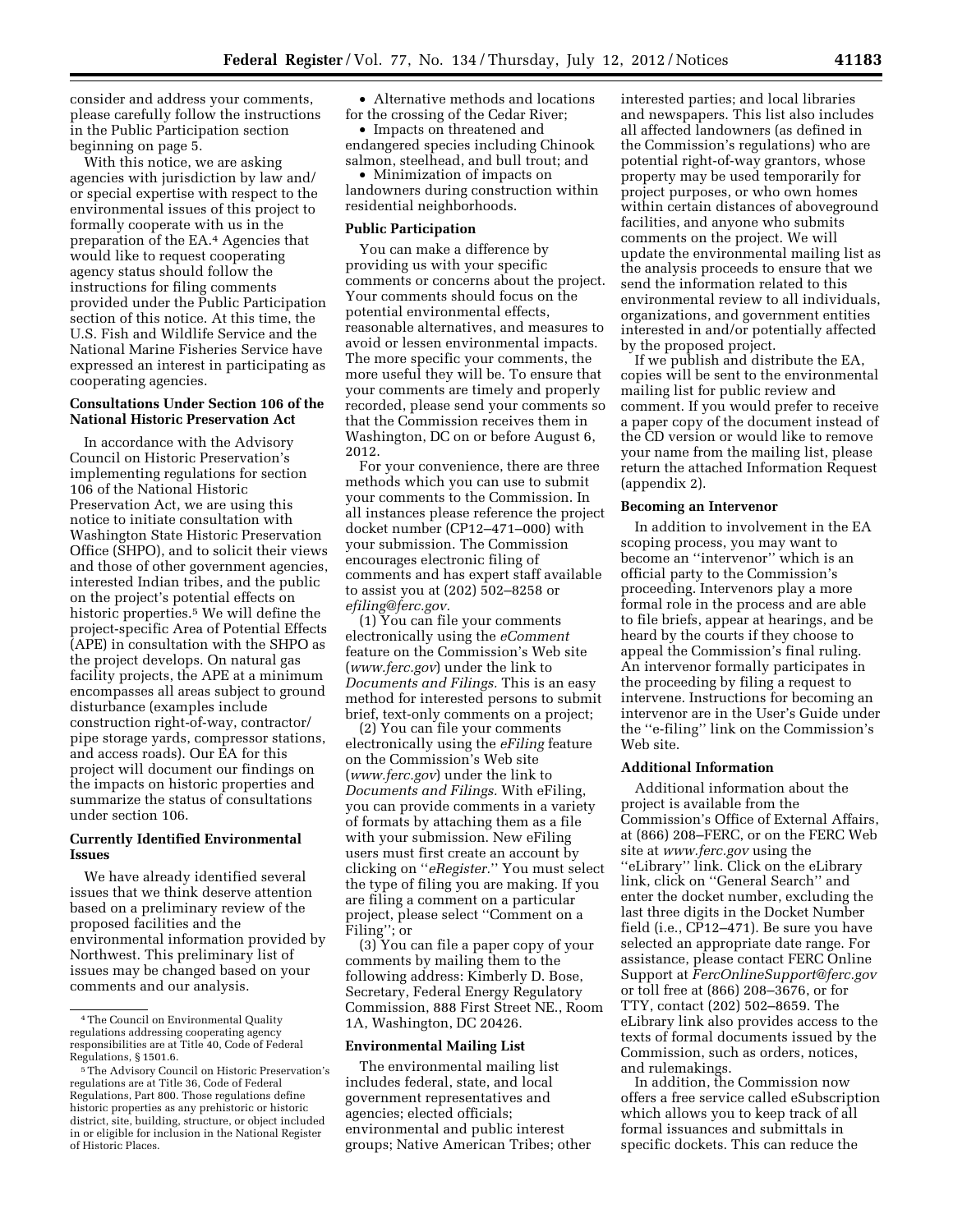consider and address your comments, please carefully follow the instructions in the Public Participation section beginning on page 5.

With this notice, we are asking agencies with jurisdiction by law and/or special expertise with respect to the environmental issues of this project to formally cooperate with us in the preparation of the EA.[4] Agencies that would like to request cooperating agency status should follow the instructions for filing comments provided under the Public Participation section of this notice. At this time, the U.S. Fish and Wildlife Service and the National Marine Fisheries Service have expressed an interest in participating as cooperating agencies.

### Consultations Under Section 106 of the National Historic Preservation Act

In accordance with the Advisory Council on Historic Preservation's implementing regulations for section 106 of the National Historic Preservation Act, we are using this notice to initiate consultation with Washington State Historic Preservation Office (SHPO), and to solicit their views and those of other government agencies, interested Indian tribes, and the public on the project's potential effects on historic properties.[5] We will define the project-specific Area of Potential Effects (APE) in consultation with the SHPO as the project develops. On natural gas facility projects, the APE at a minimum encompasses all areas subject to ground disturbance (examples include construction right-of-way, contractor/pipe storage yards, compressor stations, and access roads). Our EA for this project will document our findings on the impacts on historic properties and summarize the status of consultations under section 106.

### Currently Identified Environmental Issues

We have already identified several issues that we think deserve attention based on a preliminary review of the proposed facilities and the environmental information provided by Northwest. This preliminary list of issues may be changed based on your comments and our analysis.

- Alternative methods and locations for the crossing of the Cedar River;
- Impacts on threatened and endangered species including Chinook salmon, steelhead, and bull trout; and
- Minimization of impacts on landowners during construction within residential neighborhoods.

### Public Participation

You can make a difference by providing us with your specific comments or concerns about the project. Your comments should focus on the potential environmental effects, reasonable alternatives, and measures to avoid or lessen environmental impacts. The more specific your comments, the more useful they will be. To ensure that your comments are timely and properly recorded, please send your comments so that the Commission receives them in Washington, DC on or before August 6, 2012.

For your convenience, there are three methods which you can use to submit your comments to the Commission. In all instances please reference the project docket number (CP12–471–000) with your submission. The Commission encourages electronic filing of comments and has expert staff available to assist you at (202) 502–8258 or *efiling@ferc.gov.*

(1) You can file your comments electronically using the *eComment* feature on the Commission's Web site (*www.ferc.gov*) under the link to *Documents and Filings.* This is an easy method for interested persons to submit brief, text-only comments on a project;

(2) You can file your comments electronically using the *eFiling* feature on the Commission's Web site (*www.ferc.gov*) under the link to *Documents and Filings.* With eFiling, you can provide comments in a variety of formats by attaching them as a file with your submission. New eFiling users must first create an account by clicking on "*eRegister.*" You must select the type of filing you are making. If you are filing a comment on a particular project, please select "Comment on a Filing"; or

(3) You can file a paper copy of your comments by mailing them to the following address: Kimberly D. Bose, Secretary, Federal Energy Regulatory Commission, 888 First Street NE., Room 1A, Washington, DC 20426.

### Environmental Mailing List

The environmental mailing list includes federal, state, and local government representatives and agencies; elected officials; environmental and public interest groups; Native American Tribes; other interested parties; and local libraries and newspapers. This list also includes all affected landowners (as defined in the Commission's regulations) who are potential right-of-way grantors, whose property may be used temporarily for project purposes, or who own homes within certain distances of aboveground facilities, and anyone who submits comments on the project. We will update the environmental mailing list as the analysis proceeds to ensure that we send the information related to this environmental review to all individuals, organizations, and government entities interested in and/or potentially affected by the proposed project.

If we publish and distribute the EA, copies will be sent to the environmental mailing list for public review and comment. If you would prefer to receive a paper copy of the document instead of the CD version or would like to remove your name from the mailing list, please return the attached Information Request (appendix 2).

### Becoming an Intervenor

In addition to involvement in the EA scoping process, you may want to become an "intervenor" which is an official party to the Commission's proceeding. Intervenors play a more formal role in the process and are able to file briefs, appear at hearings, and be heard by the courts if they choose to appeal the Commission's final ruling. An intervenor formally participates in the proceeding by filing a request to intervene. Instructions for becoming an intervenor are in the User's Guide under the "e-filing" link on the Commission's Web site.

### Additional Information

Additional information about the project is available from the Commission's Office of External Affairs, at (866) 208–FERC, or on the FERC Web site at *www.ferc.gov* using the "eLibrary" link. Click on the eLibrary link, click on "General Search" and enter the docket number, excluding the last three digits in the Docket Number field (i.e., CP12–471). Be sure you have selected an appropriate date range. For assistance, please contact FERC Online Support at *FercOnlineSupport@ferc.gov* or toll free at (866) 208–3676, or for TTY, contact (202) 502–8659. The eLibrary link also provides access to the texts of formal documents issued by the Commission, such as orders, notices, and rulemakings.

In addition, the Commission now offers a free service called eSubscription which allows you to keep track of all formal issuances and submittals in specific dockets. This can reduce the

---

[4] The Council on Environmental Quality regulations addressing cooperating agency responsibilities are at Title 40, Code of Federal Regulations, § 1501.6.

[5] The Advisory Council on Historic Preservation's regulations are at Title 36, Code of Federal Regulations, Part 800. Those regulations define historic properties as any prehistoric or historic district, site, building, structure, or object included in or eligible for inclusion in the National Register of Historic Places.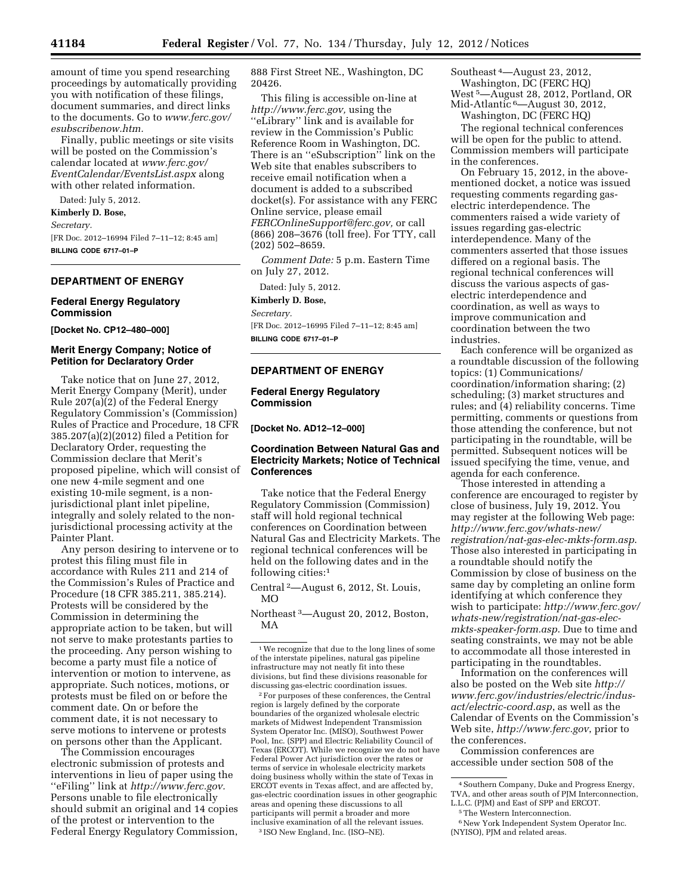amount of time you spend researching proceedings by automatically providing you with notification of these filings, document summaries, and direct links to the documents. Go to *www.ferc.gov/esubscribenow.htm.*

Finally, public meetings or site visits will be posted on the Commission's calendar located at *www.ferc.gov/EventCalendar/EventsList.aspx* along with other related information.

Dated: July 5, 2012.

**Kimberly D. Bose,**

*Secretary.*

[FR Doc. 2012–16994 Filed 7–11–12; 8:45 am]

**BILLING CODE 6717–01–P**

---

## DEPARTMENT OF ENERGY

### Federal Energy Regulatory Commission

**[Docket No. CP12–480–000]**

### Merit Energy Company; Notice of Petition for Declaratory Order

Take notice that on June 27, 2012, Merit Energy Company (Merit), under Rule 207(a)(2) of the Federal Energy Regulatory Commission's (Commission) Rules of Practice and Procedure, 18 CFR 385.207(a)(2)(2012) filed a Petition for Declaratory Order, requesting the Commission declare that Merit's proposed pipeline, which will consist of one new 4-mile segment and one existing 10-mile segment, is a non-jurisdictional plant inlet pipeline, integrally and solely related to the non-jurisdictional processing activity at the Painter Plant.

Any person desiring to intervene or to protest this filing must file in accordance with Rules 211 and 214 of the Commission's Rules of Practice and Procedure (18 CFR 385.211, 385.214). Protests will be considered by the Commission in determining the appropriate action to be taken, but will not serve to make protestants parties to the proceeding. Any person wishing to become a party must file a notice of intervention or motion to intervene, as appropriate. Such notices, motions, or protests must be filed on or before the comment date. On or before the comment date, it is not necessary to serve motions to intervene or protests on persons other than the Applicant.

The Commission encourages electronic submission of protests and interventions in lieu of paper using the ''eFiling'' link at *http://www.ferc.gov.* Persons unable to file electronically should submit an original and 14 copies of the protest or intervention to the Federal Energy Regulatory Commission, 888 First Street NE., Washington, DC 20426.

This filing is accessible on-line at *http://www.ferc.gov,* using the ''eLibrary'' link and is available for review in the Commission's Public Reference Room in Washington, DC. There is an ''eSubscription'' link on the Web site that enables subscribers to receive email notification when a document is added to a subscribed docket(s). For assistance with any FERC Online service, please email *FERCOnlineSupport@ferc.gov,* or call (866) 208–3676 (toll free). For TTY, call (202) 502–8659.

*Comment Date:* 5 p.m. Eastern Time on July 27, 2012.

Dated: July 5, 2012.

**Kimberly D. Bose,**

*Secretary.*

[FR Doc. 2012–16995 Filed 7–11–12; 8:45 am]

**BILLING CODE 6717–01–P**

---

## DEPARTMENT OF ENERGY

### Federal Energy Regulatory Commission

**[Docket No. AD12–12–000]**

### Coordination Between Natural Gas and Electricity Markets; Notice of Technical Conferences

Take notice that the Federal Energy Regulatory Commission (Commission) staff will hold regional technical conferences on Coordination between Natural Gas and Electricity Markets. The regional technical conferences will be held on the following dates and in the following cities:[1]

Central[2]—August 6, 2012, St. Louis, MO

Northeast[3]—August 20, 2012, Boston, MA

Southeast[4]—August 23, 2012, Washington, DC (FERC HQ)

West[5]—August 28, 2012, Portland, OR

Mid-Atlantic[6]—August 30, 2012, Washington, DC (FERC HQ)

The regional technical conferences will be open for the public to attend. Commission members will participate in the conferences.

On February 15, 2012, in the above-mentioned docket, a notice was issued requesting comments regarding gas-electric interdependence. The commenters raised a wide variety of issues regarding gas-electric interdependence. Many of the commenters asserted that those issues differed on a regional basis. The regional technical conferences will discuss the various aspects of gas-electric interdependence and coordination, as well as ways to improve communication and coordination between the two industries.

Each conference will be organized as a roundtable discussion of the following topics: (1) Communications/coordination/information sharing; (2) scheduling; (3) market structures and rules; and (4) reliability concerns. Time permitting, comments or questions from those attending the conference, but not participating in the roundtable, will be permitted. Subsequent notices will be issued specifying the time, venue, and agenda for each conference.

Those interested in attending a conference are encouraged to register by close of business, July 19, 2012. You may register at the following Web page: *http://www.ferc.gov/whats-new/registration/nat-gas-elec-mkts-form.asp.* Those also interested in participating in a roundtable should notify the Commission by close of business on the same day by completing an online form identifying at which conference they wish to participate: *http://www.ferc.gov/whats-new/registration/nat-gas-elec-mkts-speaker-form.asp.* Due to time and seating constraints, we may not be able to accommodate all those interested in participating in the roundtables.

Information on the conferences will also be posted on the Web site *http://www.ferc.gov/industries/electric/indus-act/electric-coord.asp*, as well as the Calendar of Events on the Commission's Web site, *http://www.ferc.gov*, prior to the conferences.

Commission conferences are accessible under section 508 of the

---

[1] We recognize that due to the long lines of some of the interstate pipelines, natural gas pipeline infrastructure may not neatly fit into these divisions, but find these divisions reasonable for discussing gas-electric coordination issues.

[2] For purposes of these conferences, the Central region is largely defined by the corporate boundaries of the organized wholesale electric markets of Midwest Independent Transmission System Operator Inc. (MISO), Southwest Power Pool, Inc. (SPP) and Electric Reliability Council of Texas (ERCOT). While we recognize we do not have Federal Power Act jurisdiction over the rates or terms of service in wholesale electricity markets doing business wholly within the state of Texas in ERCOT events in Texas affect, and are affected by, gas-electric coordination issues in other geographic areas and opening these discussions to all participants will permit a broader and more inclusive examination of all the relevant issues.

[3] ISO New England, Inc. (ISO–NE).

[4] Southern Company, Duke and Progress Energy, TVA, and other areas south of PJM Interconnection, L.L.C. (PJM) and East of SPP and ERCOT.

[5] The Western Interconnection.

[6] New York Independent System Operator Inc. (NYISO), PJM and related areas.